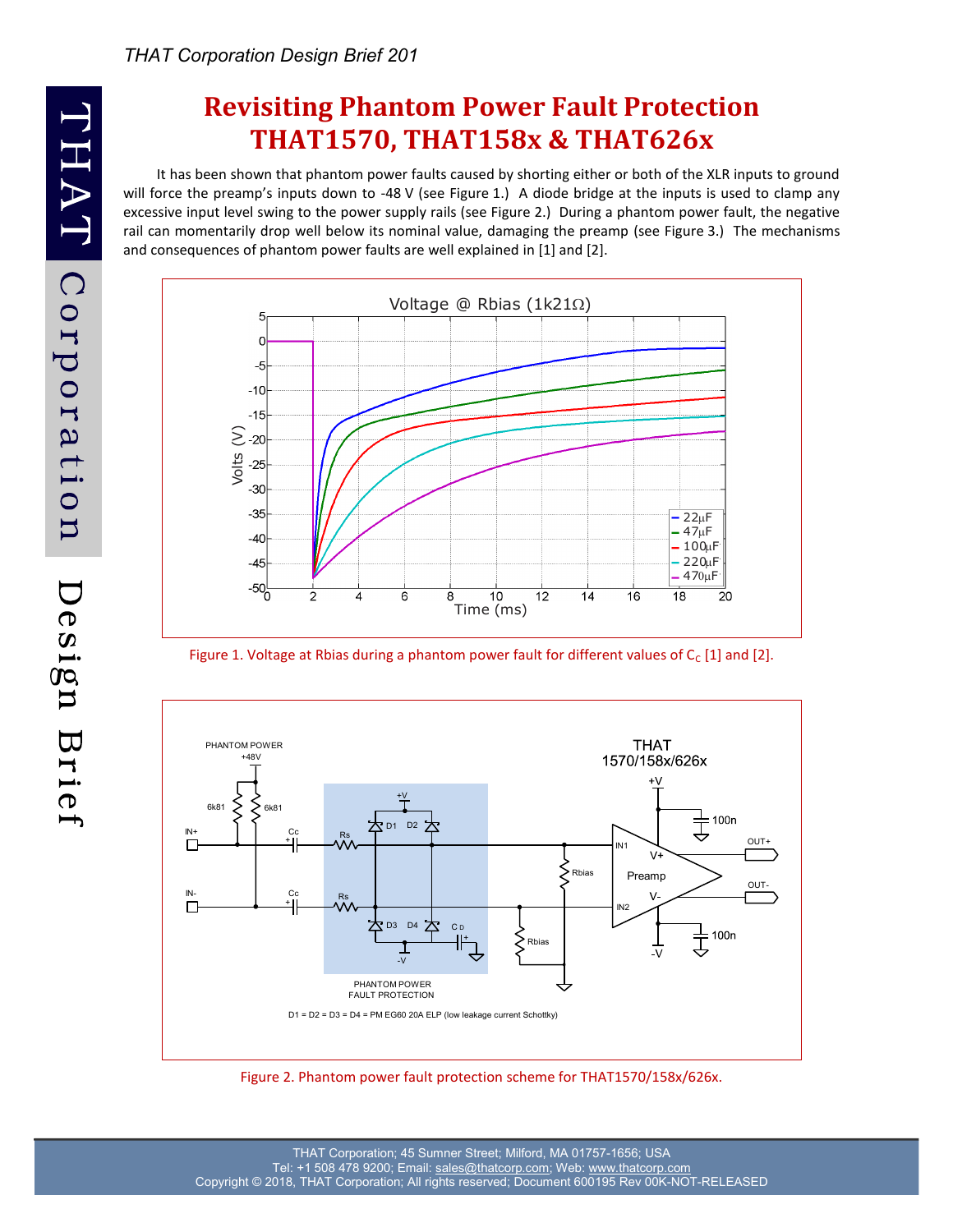# Revisiting Phantom Power Fault Protection THAT1570, THAT158x & THAT626x

It has been shown that phantom power faults caused by shorting either or both of the XLR inputs to ground will force the preamp's inputs down to -48 V (see Figure 1.) A diode bridge at the inputs is used to clamp any excessive input level swing to the power supply rails (see Figure 2.) During a phantom power fault, the negative rail can momentarily drop well below its nominal value, damaging the preamp (see Figure 3.) The mechanisms and consequences of phantom power faults are well explained in [1] and [2].

Figure 1. Voltage at Rbias during a phantom power fault for different values of $C_C$ [1] and [2].

Figure 2. Phantom power fault protection scheme for THAT1570/158x/626x.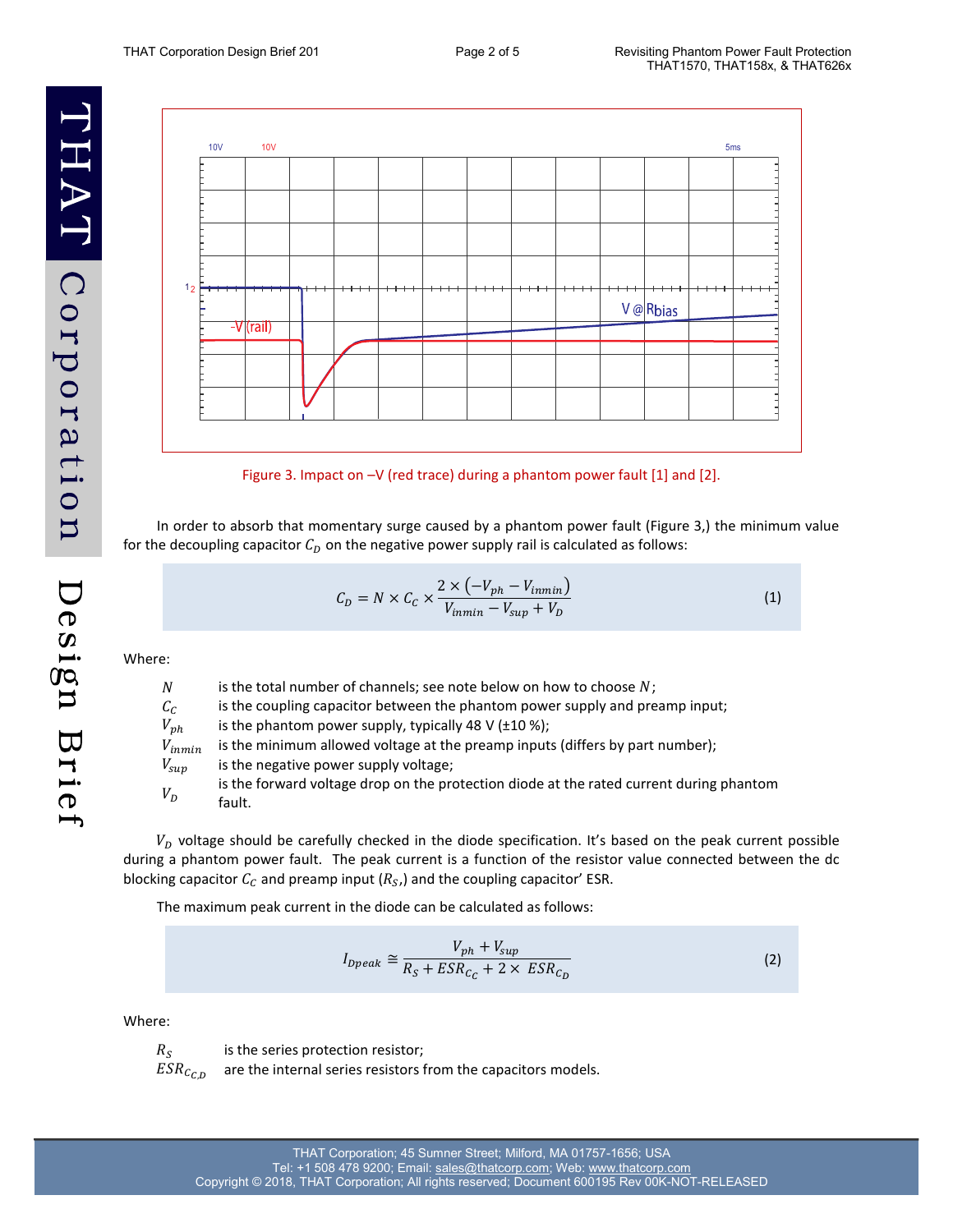Figure 3. Impact on –V (red trace) during a phantom power fault [1] and [2].

In order to absorb that momentary surge caused by a phantom power fault (Figure 3,) the minimum value for the decoupling capacitor $C_D$ on the negative power supply rail is calculated as follows:

$$C_D = N \times C_C \times \frac{2 \times (-V_{ph} - V_{inmin})}{V_{inmin} - V_{sup} + V_D} \quad (1)$$

Where:

- $N$ is the total number of channels; see note below on how to choose $N$;
- $C_C$ is the coupling capacitor between the phantom power supply and preamp input;
- $V_{ph}$ is the phantom power supply, typically 48 V (±10 %);
- $V_{inmin}$ is the minimum allowed voltage at the preamp inputs (differs by part number);
- $V_{sup}$ is the negative power supply voltage;
- $V_D$ is the forward voltage drop on the protection diode at the rated current during phantom fault.

$V_D$ voltage should be carefully checked in the diode specification. It's based on the peak current possible during a phantom power fault. The peak current is a function of the resistor value connected between the dc blocking capacitor $C_C$ and preamp input ($R_S$,) and the coupling capacitor' ESR.

The maximum peak current in the diode can be calculated as follows:

$$I_{Dpeak} \cong \frac{V_{ph} + V_{sup}}{R_S + ESR_{C_C} + 2 \times ESR_{C_D}} \quad (2)$$

Where:

- $R_S$ is the series protection resistor;
- $ESR_{C_{C,D}}$ are the internal series resistors from the capacitors models.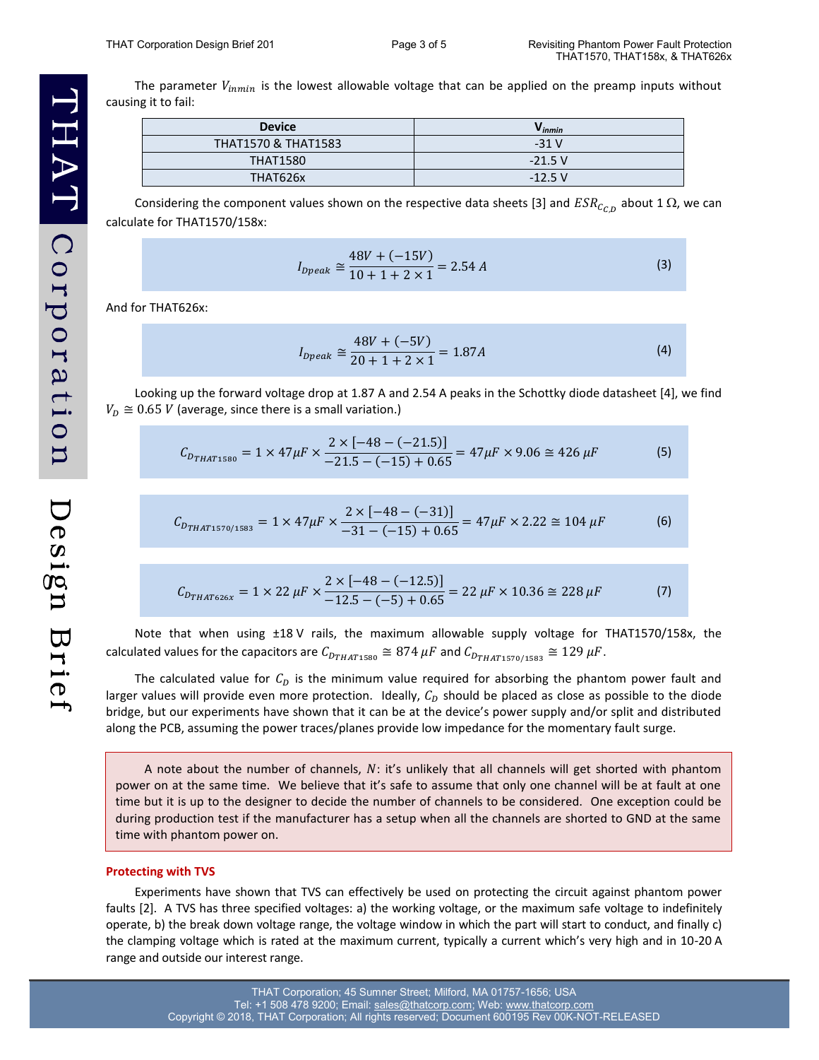The parameter $V_{inmin}$ is the lowest allowable voltage that can be applied on the preamp inputs without causing it to fail:

| Device | $V_{inmin}$ |
|---|---|
| THAT1570 & THAT1583 | -31 V |
| THAT1580 | -21.5 V |
| THAT626x | -12.5 V |

Considering the component values shown on the respective data sheets [3] and $ESR_{C_{C,D}}$ about 1 Ω, we can calculate for THAT1570/158x:

$$I_{Dpeak} \cong \frac{48V + (-15V)}{10 + 1 + 2 \times 1} = 2.54\ A \tag{3}$$

And for THAT626x:

$$I_{Dpeak} \cong \frac{48V + (-5V)}{20 + 1 + 2 \times 1} = 1.87A \tag{4}$$

Looking up the forward voltage drop at 1.87 A and 2.54 A peaks in the Schottky diode datasheet [4], we find $V_D \cong 0.65\ V$ (average, since there is a small variation.)

$$C_{D_{THAT1580}} = 1 \times 47\mu F \times \frac{2 \times [-48 - (-21.5)]}{-21.5 - (-15) + 0.65} = 47\mu F \times 9.06 \cong 426\ \mu F \tag{5}$$

$$C_{D_{THAT1570/1583}} = 1 \times 47\mu F \times \frac{2 \times [-48 - (-31)]}{-31 - (-15) + 0.65} = 47\mu F \times 2.22 \cong 104\ \mu F \tag{6}$$

$$C_{D_{THAT626x}} = 1 \times 22\ \mu F \times \frac{2 \times [-48 - (-12.5)]}{-12.5 - (-5) + 0.65} = 22\ \mu F \times 10.36 \cong 228\ \mu F \tag{7}$$

Note that when using ±18 V rails, the maximum allowable supply voltage for THAT1570/158x, the calculated values for the capacitors are $C_{D_{THAT1580}} \cong 874\ \mu F$ and $C_{D_{THAT1570/1583}} \cong 129\ \mu F$.

The calculated value for $C_D$ is the minimum value required for absorbing the phantom power fault and larger values will provide even more protection. Ideally, $C_D$ should be placed as close as possible to the diode bridge, but our experiments have shown that it can be at the device's power supply and/or split and distributed along the PCB, assuming the power traces/planes provide low impedance for the momentary fault surge.

> A note about the number of channels, $N$: it's unlikely that all channels will get shorted with phantom power on at the same time. We believe that it's safe to assume that only one channel will be at fault at one time but it is up to the designer to decide the number of channels to be considered. One exception could be during production test if the manufacturer has a setup when all the channels are shorted to GND at the same time with phantom power on.

### Protecting with TVS

Experiments have shown that TVS can effectively be used on protecting the circuit against phantom power faults [2]. A TVS has three specified voltages: a) the working voltage, or the maximum safe voltage to indefinitely operate, b) the break down voltage range, the voltage window in which the part will start to conduct, and finally c) the clamping voltage which is rated at the maximum current, typically a current which's very high and in 10-20 A range and outside our interest range.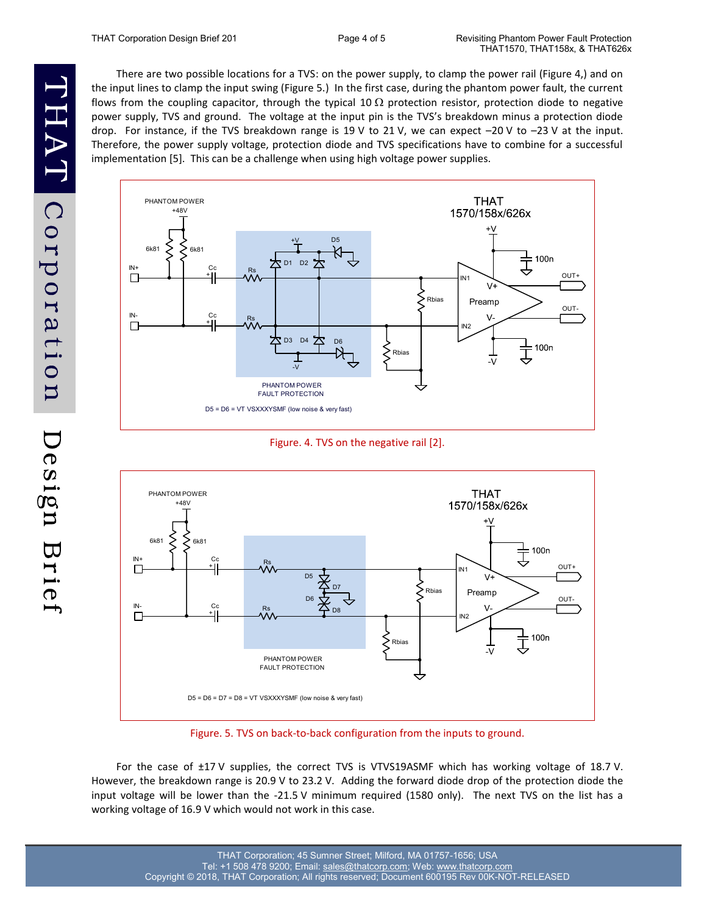There are two possible locations for a TVS: on the power supply, to clamp the power rail (Figure 4,) and on the input lines to clamp the input swing (Figure 5.) In the first case, during the phantom power fault, the current flows from the coupling capacitor, through the typical 10 Ω protection resistor, protection diode to negative power supply, TVS and ground. The voltage at the input pin is the TVS's breakdown minus a protection diode drop. For instance, if the TVS breakdown range is 19 V to 21 V, we can expect −20 V to −23 V at the input. Therefore, the power supply voltage, protection diode and TVS specifications have to combine for a successful implementation [5]. This can be a challenge when using high voltage power supplies.

Figure. 4. TVS on the negative rail [2].

Figure. 5. TVS on back-to-back configuration from the inputs to ground.

For the case of ±17 V supplies, the correct TVS is VTVS19ASMF which has working voltage of 18.7 V. However, the breakdown range is 20.9 V to 23.2 V. Adding the forward diode drop of the protection diode the input voltage will be lower than the -21.5 V minimum required (1580 only). The next TVS on the list has a working voltage of 16.9 V which would not work in this case.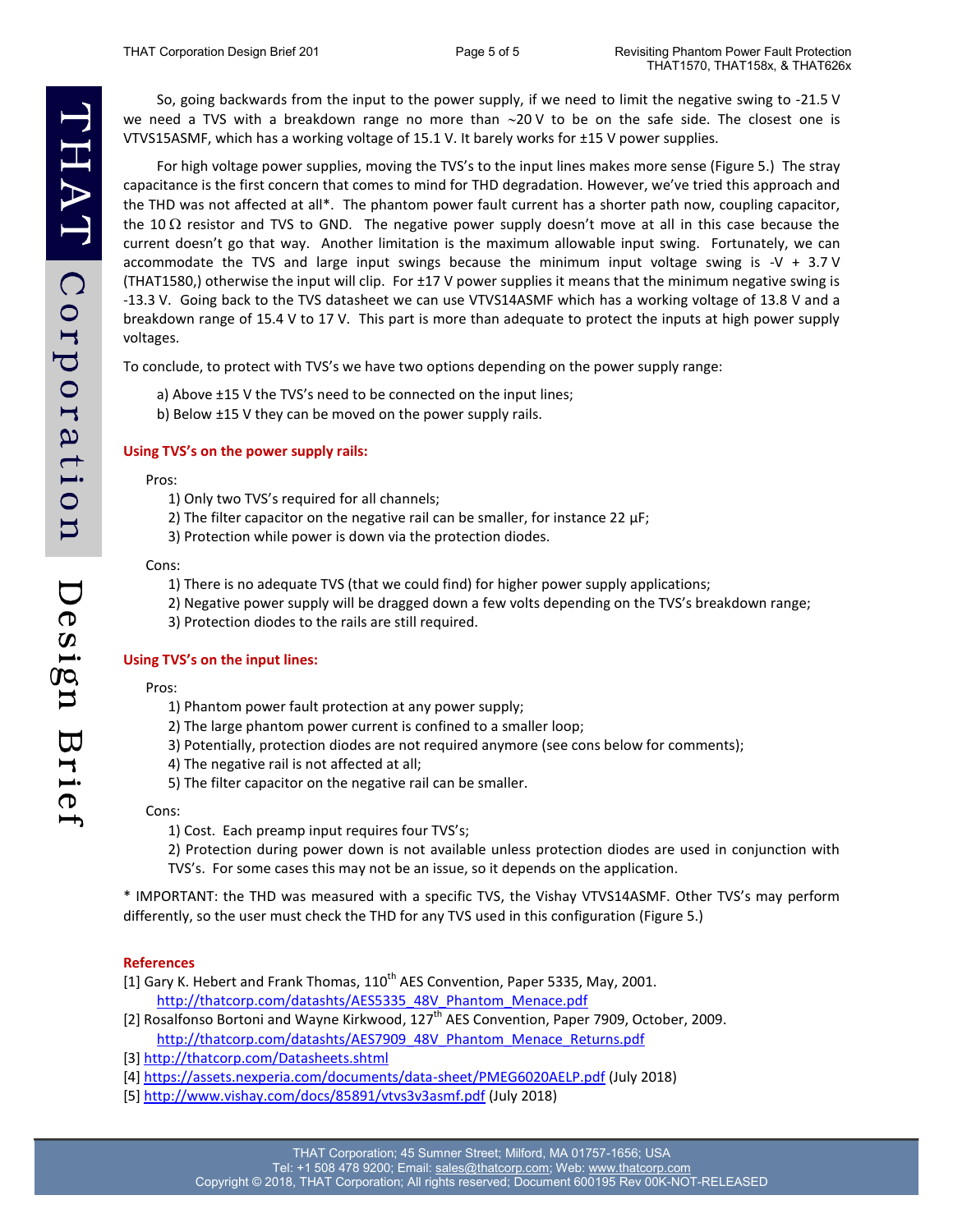So, going backwards from the input to the power supply, if we need to limit the negative swing to -21.5 V we need a TVS with a breakdown range no more than ~20 V to be on the safe side. The closest one is VTVS15ASMF, which has a working voltage of 15.1 V. It barely works for ±15 V power supplies.

For high voltage power supplies, moving the TVS's to the input lines makes more sense (Figure 5.) The stray capacitance is the first concern that comes to mind for THD degradation. However, we've tried this approach and the THD was not affected at all*. The phantom power fault current has a shorter path now, coupling capacitor, the 10 Ω resistor and TVS to GND. The negative power supply doesn't move at all in this case because the current doesn't go that way. Another limitation is the maximum allowable input swing. Fortunately, we can accommodate the TVS and large input swings because the minimum input voltage swing is -V + 3.7 V (THAT1580,) otherwise the input will clip. For ±17 V power supplies it means that the minimum negative swing is -13.3 V. Going back to the TVS datasheet we can use VTVS14ASMF which has a working voltage of 13.8 V and a breakdown range of 15.4 V to 17 V. This part is more than adequate to protect the inputs at high power supply voltages.

To conclude, to protect with TVS's we have two options depending on the power supply range:

a) Above ±15 V the TVS's need to be connected on the input lines;
b) Below ±15 V they can be moved on the power supply rails.

### Using TVS's on the power supply rails:

Pros:

1) Only two TVS's required for all channels;
2) The filter capacitor on the negative rail can be smaller, for instance 22 µF;
3) Protection while power is down via the protection diodes.

Cons:

1) There is no adequate TVS (that we could find) for higher power supply applications;
2) Negative power supply will be dragged down a few volts depending on the TVS's breakdown range;
3) Protection diodes to the rails are still required.

### Using TVS's on the input lines:

Pros:

1) Phantom power fault protection at any power supply;
2) The large phantom power current is confined to a smaller loop;
3) Potentially, protection diodes are not required anymore (see cons below for comments);
4) The negative rail is not affected at all;
5) The filter capacitor on the negative rail can be smaller.

Cons:

1) Cost. Each preamp input requires four TVS's;
2) Protection during power down is not available unless protection diodes are used in conjunction with TVS's. For some cases this may not be an issue, so it depends on the application.

* IMPORTANT: the THD was measured with a specific TVS, the Vishay VTVS14ASMF. Other TVS's may perform differently, so the user must check the THD for any TVS used in this configuration (Figure 5.)

### References

[1] Gary K. Hebert and Frank Thomas, 110th AES Convention, Paper 5335, May, 2001.
http://thatcorp.com/datashts/AES5335_48V_Phantom_Menace.pdf

[2] Rosalfonso Bortoni and Wayne Kirkwood, 127th AES Convention, Paper 7909, October, 2009.
http://thatcorp.com/datashts/AES7909_48V_Phantom_Menace_Returns.pdf

[3] http://thatcorp.com/Datasheets.shtml

[4] https://assets.nexperia.com/documents/data-sheet/PMEG6020AELP.pdf (July 2018)

[5] http://www.vishay.com/docs/85891/vtvs3v3asmf.pdf (July 2018)